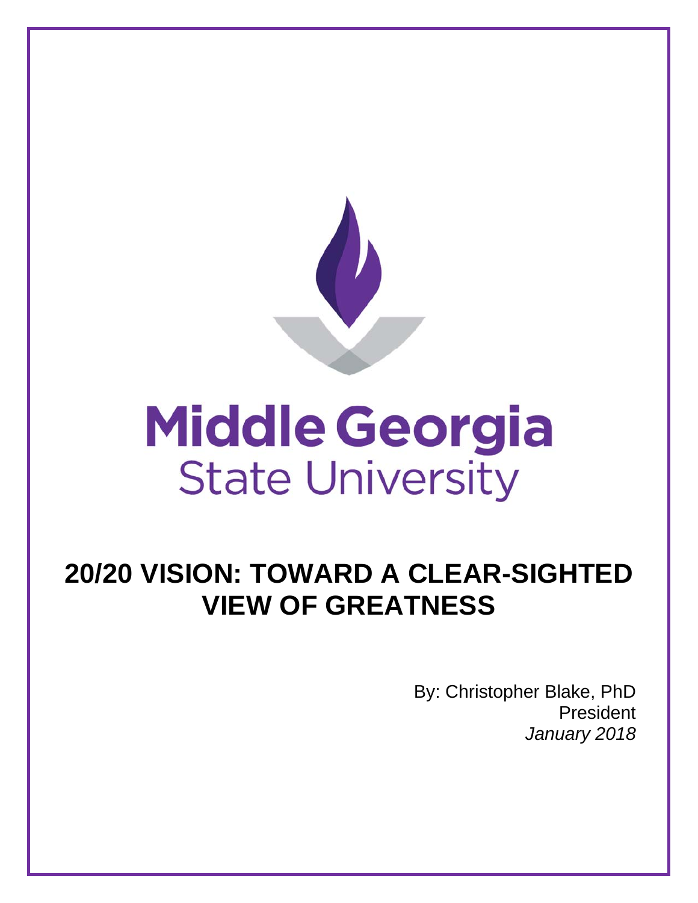Middle Georgia
State University

# 20/20 VISION: TOWARD A CLEAR-SIGHTED VIEW OF GREATNESS

By: Christopher Blake, PhD
President
*January 2018*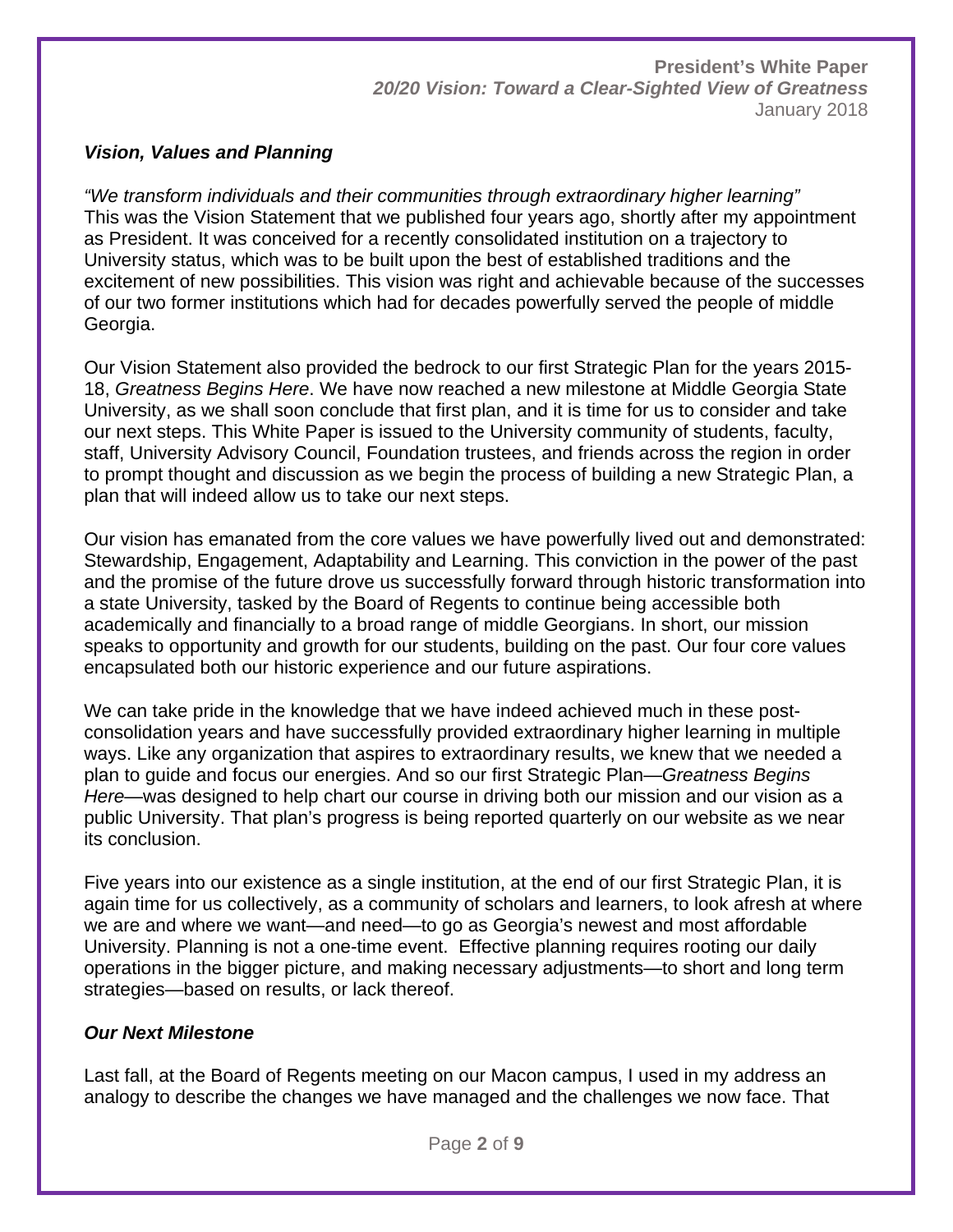### *Vision, Values and Planning*

*"We transform individuals and their communities through extraordinary higher learning"*
This was the Vision Statement that we published four years ago, shortly after my appointment as President. It was conceived for a recently consolidated institution on a trajectory to University status, which was to be built upon the best of established traditions and the excitement of new possibilities. This vision was right and achievable because of the successes of our two former institutions which had for decades powerfully served the people of middle Georgia.

Our Vision Statement also provided the bedrock to our first Strategic Plan for the years 2015-18, *Greatness Begins Here*. We have now reached a new milestone at Middle Georgia State University, as we shall soon conclude that first plan, and it is time for us to consider and take our next steps. This White Paper is issued to the University community of students, faculty, staff, University Advisory Council, Foundation trustees, and friends across the region in order to prompt thought and discussion as we begin the process of building a new Strategic Plan, a plan that will indeed allow us to take our next steps.

Our vision has emanated from the core values we have powerfully lived out and demonstrated: Stewardship, Engagement, Adaptability and Learning. This conviction in the power of the past and the promise of the future drove us successfully forward through historic transformation into a state University, tasked by the Board of Regents to continue being accessible both academically and financially to a broad range of middle Georgians. In short, our mission speaks to opportunity and growth for our students, building on the past. Our four core values encapsulated both our historic experience and our future aspirations.

We can take pride in the knowledge that we have indeed achieved much in these post-consolidation years and have successfully provided extraordinary higher learning in multiple ways. Like any organization that aspires to extraordinary results, we knew that we needed a plan to guide and focus our energies. And so our first Strategic Plan—*Greatness Begins Here*—was designed to help chart our course in driving both our mission and our vision as a public University. That plan's progress is being reported quarterly on our website as we near its conclusion.

Five years into our existence as a single institution, at the end of our first Strategic Plan, it is again time for us collectively, as a community of scholars and learners, to look afresh at where we are and where we want—and need—to go as Georgia's newest and most affordable University. Planning is not a one-time event. Effective planning requires rooting our daily operations in the bigger picture, and making necessary adjustments—to short and long term strategies—based on results, or lack thereof.

### *Our Next Milestone*

Last fall, at the Board of Regents meeting on our Macon campus, I used in my address an analogy to describe the changes we have managed and the challenges we now face. That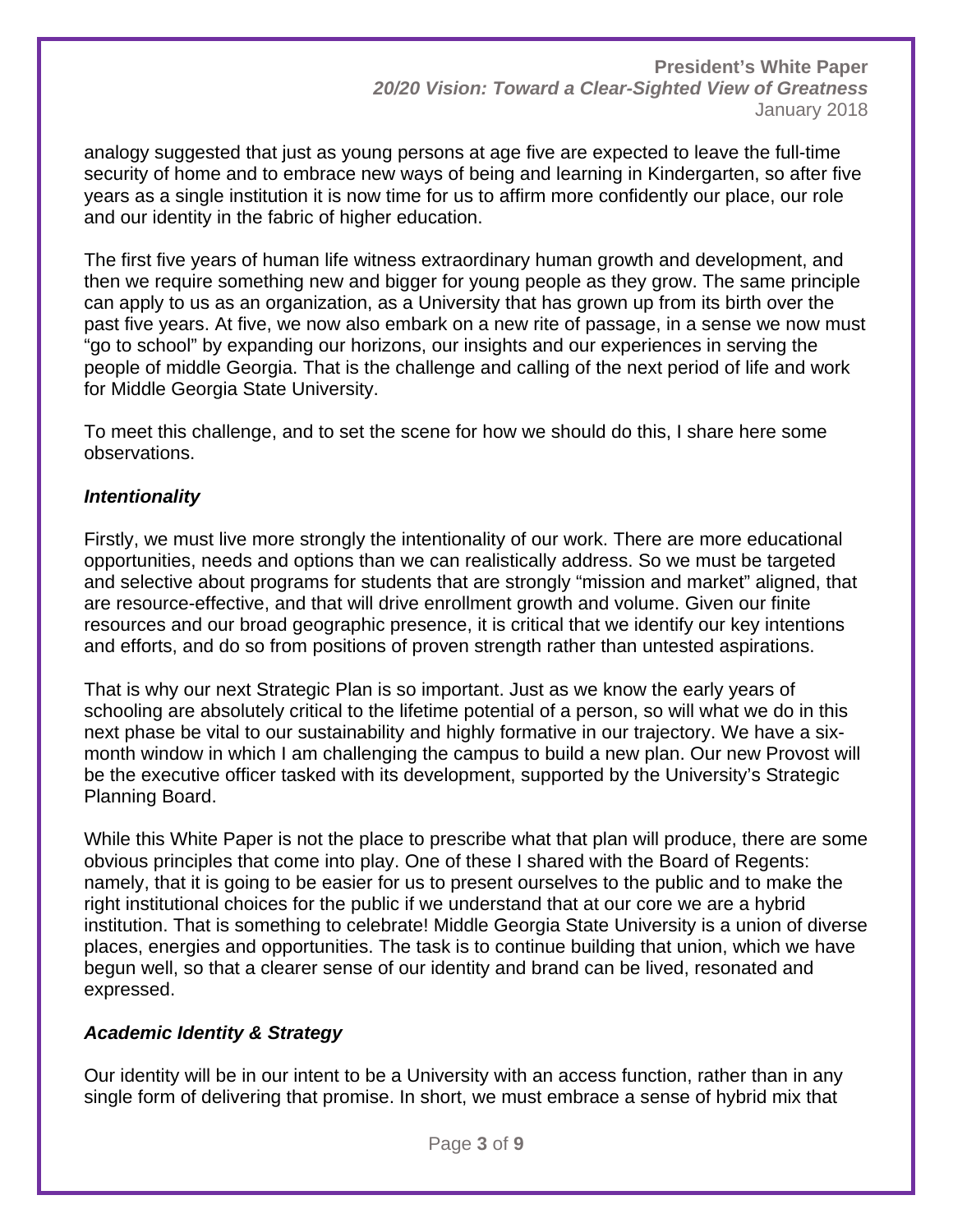analogy suggested that just as young persons at age five are expected to leave the full-time security of home and to embrace new ways of being and learning in Kindergarten, so after five years as a single institution it is now time for us to affirm more confidently our place, our role and our identity in the fabric of higher education.

The first five years of human life witness extraordinary human growth and development, and then we require something new and bigger for young people as they grow. The same principle can apply to us as an organization, as a University that has grown up from its birth over the past five years. At five, we now also embark on a new rite of passage, in a sense we now must "go to school" by expanding our horizons, our insights and our experiences in serving the people of middle Georgia. That is the challenge and calling of the next period of life and work for Middle Georgia State University.

To meet this challenge, and to set the scene for how we should do this, I share here some observations.

### *Intentionality*

Firstly, we must live more strongly the intentionality of our work. There are more educational opportunities, needs and options than we can realistically address. So we must be targeted and selective about programs for students that are strongly "mission and market" aligned, that are resource-effective, and that will drive enrollment growth and volume. Given our finite resources and our broad geographic presence, it is critical that we identify our key intentions and efforts, and do so from positions of proven strength rather than untested aspirations.

That is why our next Strategic Plan is so important. Just as we know the early years of schooling are absolutely critical to the lifetime potential of a person, so will what we do in this next phase be vital to our sustainability and highly formative in our trajectory. We have a six-month window in which I am challenging the campus to build a new plan. Our new Provost will be the executive officer tasked with its development, supported by the University's Strategic Planning Board.

While this White Paper is not the place to prescribe what that plan will produce, there are some obvious principles that come into play. One of these I shared with the Board of Regents: namely, that it is going to be easier for us to present ourselves to the public and to make the right institutional choices for the public if we understand that at our core we are a hybrid institution. That is something to celebrate! Middle Georgia State University is a union of diverse places, energies and opportunities. The task is to continue building that union, which we have begun well, so that a clearer sense of our identity and brand can be lived, resonated and expressed.

### *Academic Identity & Strategy*

Our identity will be in our intent to be a University with an access function, rather than in any single form of delivering that promise. In short, we must embrace a sense of hybrid mix that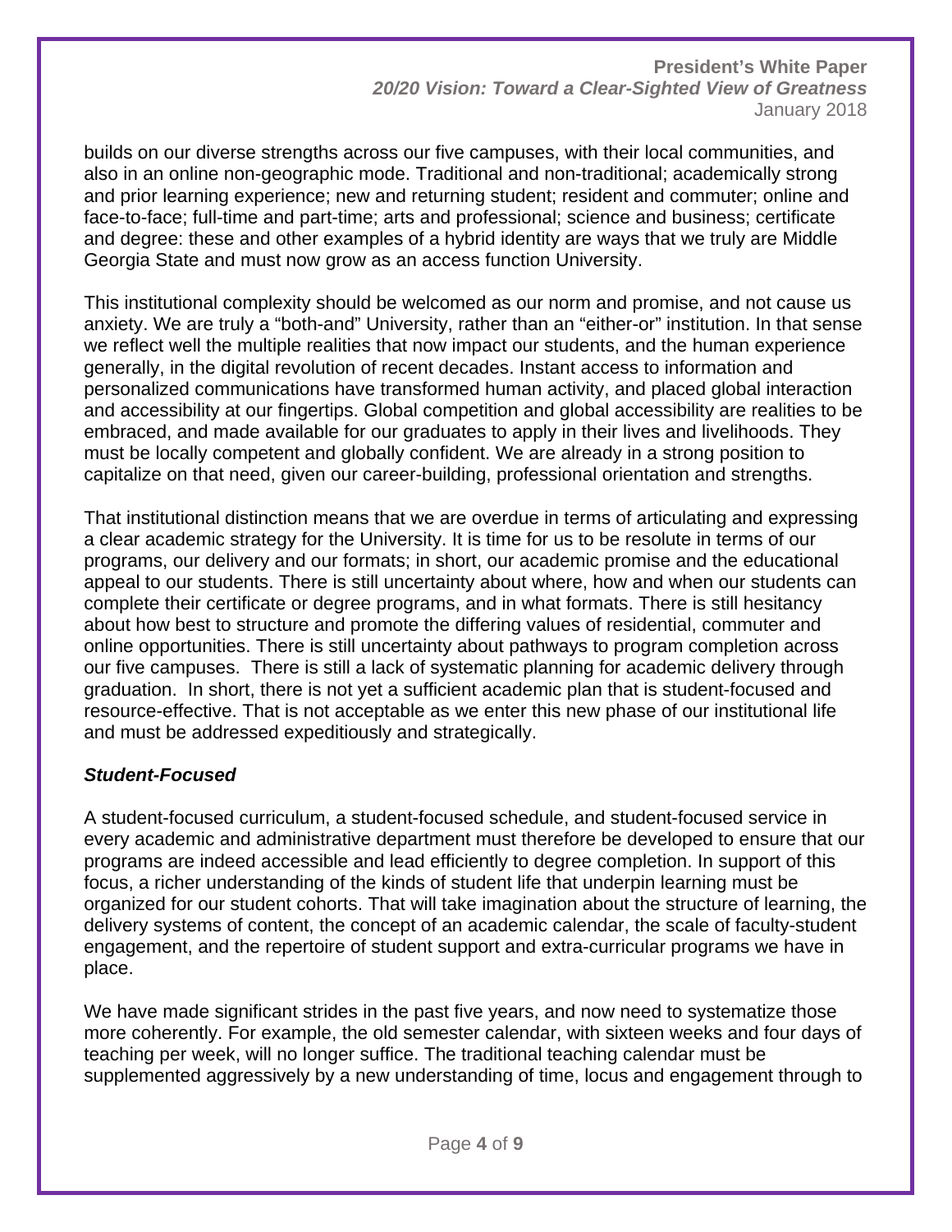builds on our diverse strengths across our five campuses, with their local communities, and also in an online non-geographic mode. Traditional and non-traditional; academically strong and prior learning experience; new and returning student; resident and commuter; online and face-to-face; full-time and part-time; arts and professional; science and business; certificate and degree: these and other examples of a hybrid identity are ways that we truly are Middle Georgia State and must now grow as an access function University.

This institutional complexity should be welcomed as our norm and promise, and not cause us anxiety. We are truly a "both-and" University, rather than an "either-or" institution. In that sense we reflect well the multiple realities that now impact our students, and the human experience generally, in the digital revolution of recent decades. Instant access to information and personalized communications have transformed human activity, and placed global interaction and accessibility at our fingertips. Global competition and global accessibility are realities to be embraced, and made available for our graduates to apply in their lives and livelihoods. They must be locally competent and globally confident. We are already in a strong position to capitalize on that need, given our career-building, professional orientation and strengths.

That institutional distinction means that we are overdue in terms of articulating and expressing a clear academic strategy for the University. It is time for us to be resolute in terms of our programs, our delivery and our formats; in short, our academic promise and the educational appeal to our students. There is still uncertainty about where, how and when our students can complete their certificate or degree programs, and in what formats. There is still hesitancy about how best to structure and promote the differing values of residential, commuter and online opportunities. There is still uncertainty about pathways to program completion across our five campuses. There is still a lack of systematic planning for academic delivery through graduation. In short, there is not yet a sufficient academic plan that is student-focused and resource-effective. That is not acceptable as we enter this new phase of our institutional life and must be addressed expeditiously and strategically.

### *Student-Focused*

A student-focused curriculum, a student-focused schedule, and student-focused service in every academic and administrative department must therefore be developed to ensure that our programs are indeed accessible and lead efficiently to degree completion. In support of this focus, a richer understanding of the kinds of student life that underpin learning must be organized for our student cohorts. That will take imagination about the structure of learning, the delivery systems of content, the concept of an academic calendar, the scale of faculty-student engagement, and the repertoire of student support and extra-curricular programs we have in place.

We have made significant strides in the past five years, and now need to systematize those more coherently. For example, the old semester calendar, with sixteen weeks and four days of teaching per week, will no longer suffice. The traditional teaching calendar must be supplemented aggressively by a new understanding of time, locus and engagement through to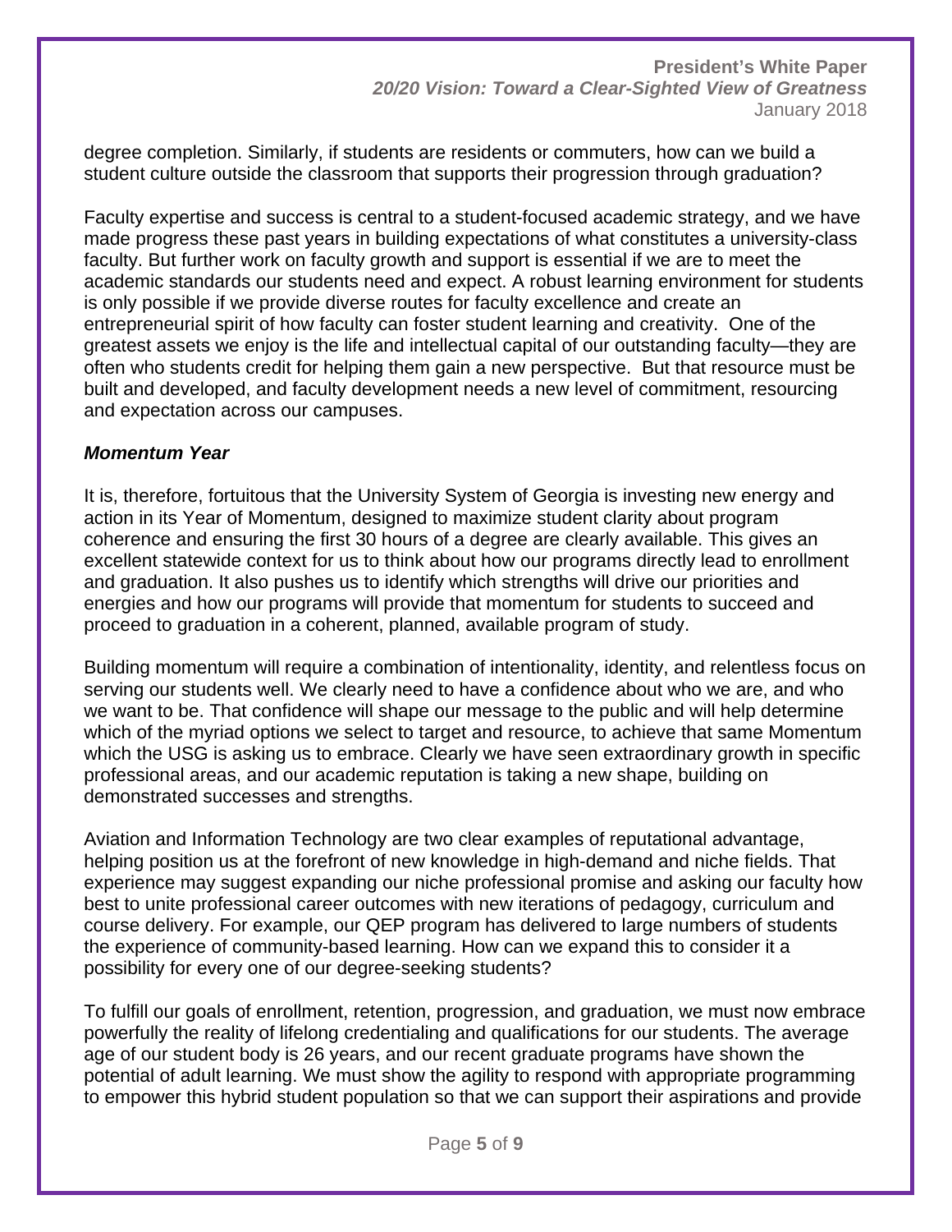degree completion. Similarly, if students are residents or commuters, how can we build a student culture outside the classroom that supports their progression through graduation?

Faculty expertise and success is central to a student-focused academic strategy, and we have made progress these past years in building expectations of what constitutes a university-class faculty. But further work on faculty growth and support is essential if we are to meet the academic standards our students need and expect. A robust learning environment for students is only possible if we provide diverse routes for faculty excellence and create an entrepreneurial spirit of how faculty can foster student learning and creativity. One of the greatest assets we enjoy is the life and intellectual capital of our outstanding faculty—they are often who students credit for helping them gain a new perspective. But that resource must be built and developed, and faculty development needs a new level of commitment, resourcing and expectation across our campuses.

***Momentum Year***

It is, therefore, fortuitous that the University System of Georgia is investing new energy and action in its Year of Momentum, designed to maximize student clarity about program coherence and ensuring the first 30 hours of a degree are clearly available. This gives an excellent statewide context for us to think about how our programs directly lead to enrollment and graduation. It also pushes us to identify which strengths will drive our priorities and energies and how our programs will provide that momentum for students to succeed and proceed to graduation in a coherent, planned, available program of study.

Building momentum will require a combination of intentionality, identity, and relentless focus on serving our students well. We clearly need to have a confidence about who we are, and who we want to be. That confidence will shape our message to the public and will help determine which of the myriad options we select to target and resource, to achieve that same Momentum which the USG is asking us to embrace. Clearly we have seen extraordinary growth in specific professional areas, and our academic reputation is taking a new shape, building on demonstrated successes and strengths.

Aviation and Information Technology are two clear examples of reputational advantage, helping position us at the forefront of new knowledge in high-demand and niche fields. That experience may suggest expanding our niche professional promise and asking our faculty how best to unite professional career outcomes with new iterations of pedagogy, curriculum and course delivery. For example, our QEP program has delivered to large numbers of students the experience of community-based learning. How can we expand this to consider it a possibility for every one of our degree-seeking students?

To fulfill our goals of enrollment, retention, progression, and graduation, we must now embrace powerfully the reality of lifelong credentialing and qualifications for our students. The average age of our student body is 26 years, and our recent graduate programs have shown the potential of adult learning. We must show the agility to respond with appropriate programming to empower this hybrid student population so that we can support their aspirations and provide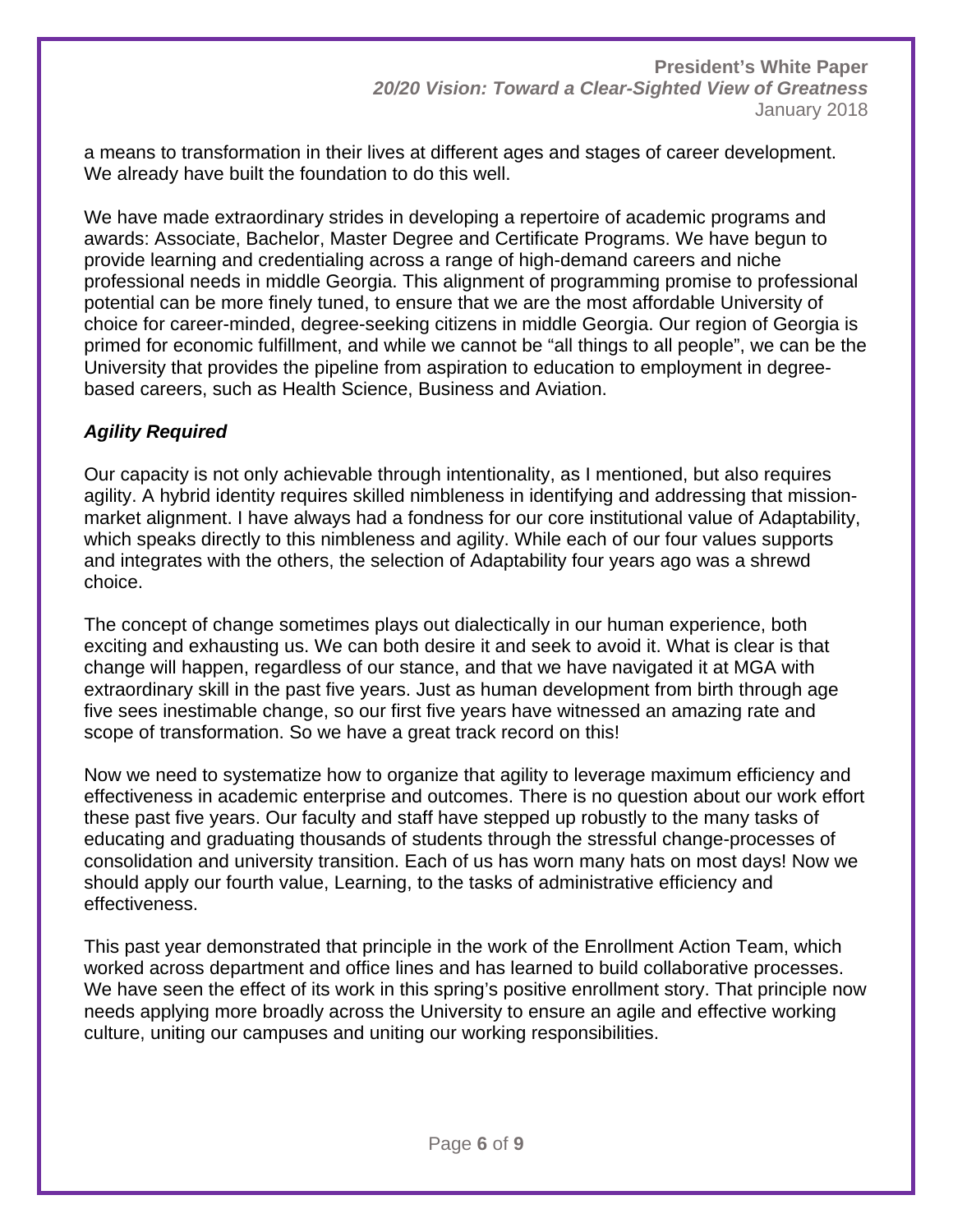a means to transformation in their lives at different ages and stages of career development. We already have built the foundation to do this well.

We have made extraordinary strides in developing a repertoire of academic programs and awards: Associate, Bachelor, Master Degree and Certificate Programs. We have begun to provide learning and credentialing across a range of high-demand careers and niche professional needs in middle Georgia. This alignment of programming promise to professional potential can be more finely tuned, to ensure that we are the most affordable University of choice for career-minded, degree-seeking citizens in middle Georgia. Our region of Georgia is primed for economic fulfillment, and while we cannot be "all things to all people", we can be the University that provides the pipeline from aspiration to education to employment in degree-based careers, such as Health Science, Business and Aviation.

### ***Agility Required***

Our capacity is not only achievable through intentionality, as I mentioned, but also requires agility. A hybrid identity requires skilled nimbleness in identifying and addressing that mission-market alignment. I have always had a fondness for our core institutional value of Adaptability, which speaks directly to this nimbleness and agility. While each of our four values supports and integrates with the others, the selection of Adaptability four years ago was a shrewd choice.

The concept of change sometimes plays out dialectically in our human experience, both exciting and exhausting us. We can both desire it and seek to avoid it. What is clear is that change will happen, regardless of our stance, and that we have navigated it at MGA with extraordinary skill in the past five years. Just as human development from birth through age five sees inestimable change, so our first five years have witnessed an amazing rate and scope of transformation. So we have a great track record on this!

Now we need to systematize how to organize that agility to leverage maximum efficiency and effectiveness in academic enterprise and outcomes. There is no question about our work effort these past five years. Our faculty and staff have stepped up robustly to the many tasks of educating and graduating thousands of students through the stressful change-processes of consolidation and university transition. Each of us has worn many hats on most days! Now we should apply our fourth value, Learning, to the tasks of administrative efficiency and effectiveness.

This past year demonstrated that principle in the work of the Enrollment Action Team, which worked across department and office lines and has learned to build collaborative processes. We have seen the effect of its work in this spring's positive enrollment story. That principle now needs applying more broadly across the University to ensure an agile and effective working culture, uniting our campuses and uniting our working responsibilities.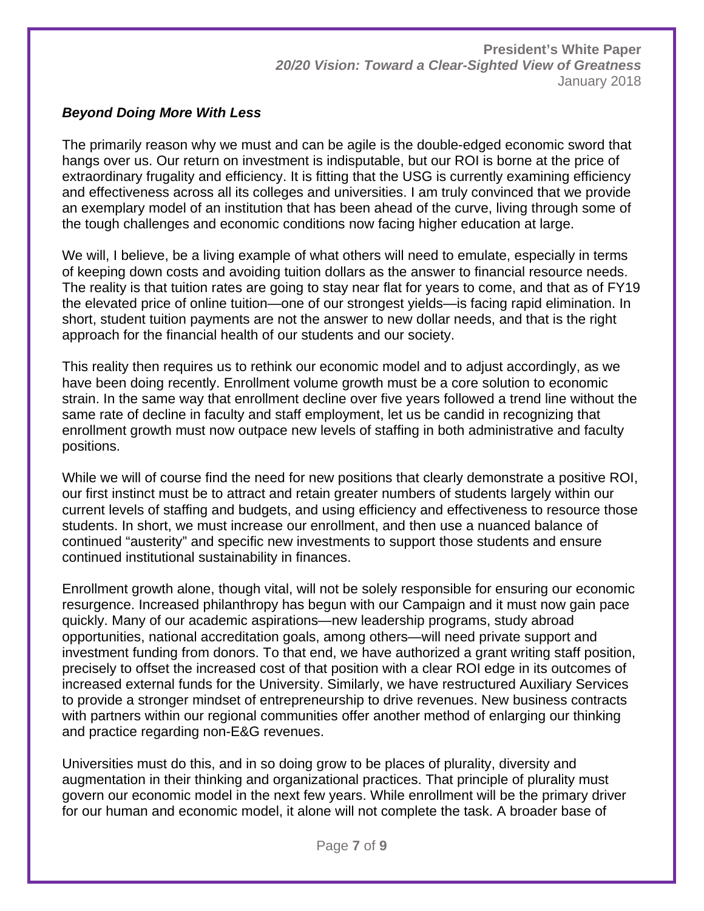### *Beyond Doing More With Less*

The primarily reason why we must and can be agile is the double-edged economic sword that hangs over us. Our return on investment is indisputable, but our ROI is borne at the price of extraordinary frugality and efficiency. It is fitting that the USG is currently examining efficiency and effectiveness across all its colleges and universities. I am truly convinced that we provide an exemplary model of an institution that has been ahead of the curve, living through some of the tough challenges and economic conditions now facing higher education at large.

We will, I believe, be a living example of what others will need to emulate, especially in terms of keeping down costs and avoiding tuition dollars as the answer to financial resource needs. The reality is that tuition rates are going to stay near flat for years to come, and that as of FY19 the elevated price of online tuition—one of our strongest yields—is facing rapid elimination. In short, student tuition payments are not the answer to new dollar needs, and that is the right approach for the financial health of our students and our society.

This reality then requires us to rethink our economic model and to adjust accordingly, as we have been doing recently. Enrollment volume growth must be a core solution to economic strain. In the same way that enrollment decline over five years followed a trend line without the same rate of decline in faculty and staff employment, let us be candid in recognizing that enrollment growth must now outpace new levels of staffing in both administrative and faculty positions.

While we will of course find the need for new positions that clearly demonstrate a positive ROI, our first instinct must be to attract and retain greater numbers of students largely within our current levels of staffing and budgets, and using efficiency and effectiveness to resource those students. In short, we must increase our enrollment, and then use a nuanced balance of continued "austerity" and specific new investments to support those students and ensure continued institutional sustainability in finances.

Enrollment growth alone, though vital, will not be solely responsible for ensuring our economic resurgence. Increased philanthropy has begun with our Campaign and it must now gain pace quickly. Many of our academic aspirations—new leadership programs, study abroad opportunities, national accreditation goals, among others—will need private support and investment funding from donors. To that end, we have authorized a grant writing staff position, precisely to offset the increased cost of that position with a clear ROI edge in its outcomes of increased external funds for the University. Similarly, we have restructured Auxiliary Services to provide a stronger mindset of entrepreneurship to drive revenues. New business contracts with partners within our regional communities offer another method of enlarging our thinking and practice regarding non-E&G revenues.

Universities must do this, and in so doing grow to be places of plurality, diversity and augmentation in their thinking and organizational practices. That principle of plurality must govern our economic model in the next few years. While enrollment will be the primary driver for our human and economic model, it alone will not complete the task. A broader base of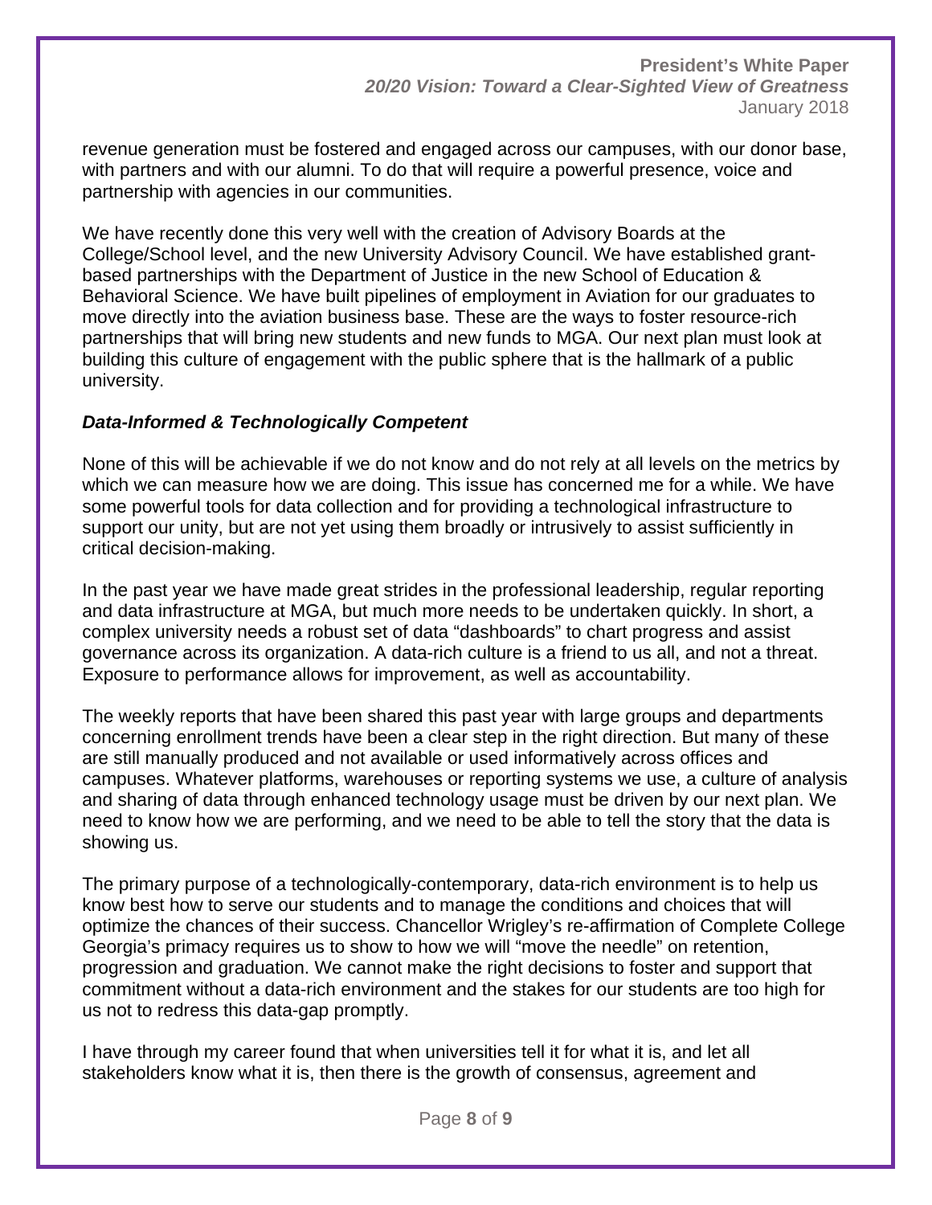revenue generation must be fostered and engaged across our campuses, with our donor base, with partners and with our alumni. To do that will require a powerful presence, voice and partnership with agencies in our communities.

We have recently done this very well with the creation of Advisory Boards at the College/School level, and the new University Advisory Council. We have established grant-based partnerships with the Department of Justice in the new School of Education & Behavioral Science. We have built pipelines of employment in Aviation for our graduates to move directly into the aviation business base. These are the ways to foster resource-rich partnerships that will bring new students and new funds to MGA. Our next plan must look at building this culture of engagement with the public sphere that is the hallmark of a public university.

### *Data-Informed & Technologically Competent*

None of this will be achievable if we do not know and do not rely at all levels on the metrics by which we can measure how we are doing. This issue has concerned me for a while. We have some powerful tools for data collection and for providing a technological infrastructure to support our unity, but are not yet using them broadly or intrusively to assist sufficiently in critical decision-making.

In the past year we have made great strides in the professional leadership, regular reporting and data infrastructure at MGA, but much more needs to be undertaken quickly. In short, a complex university needs a robust set of data "dashboards" to chart progress and assist governance across its organization. A data-rich culture is a friend to us all, and not a threat. Exposure to performance allows for improvement, as well as accountability.

The weekly reports that have been shared this past year with large groups and departments concerning enrollment trends have been a clear step in the right direction. But many of these are still manually produced and not available or used informatively across offices and campuses. Whatever platforms, warehouses or reporting systems we use, a culture of analysis and sharing of data through enhanced technology usage must be driven by our next plan. We need to know how we are performing, and we need to be able to tell the story that the data is showing us.

The primary purpose of a technologically-contemporary, data-rich environment is to help us know best how to serve our students and to manage the conditions and choices that will optimize the chances of their success. Chancellor Wrigley's re-affirmation of Complete College Georgia's primacy requires us to show to how we will "move the needle" on retention, progression and graduation. We cannot make the right decisions to foster and support that commitment without a data-rich environment and the stakes for our students are too high for us not to redress this data-gap promptly.

I have through my career found that when universities tell it for what it is, and let all stakeholders know what it is, then there is the growth of consensus, agreement and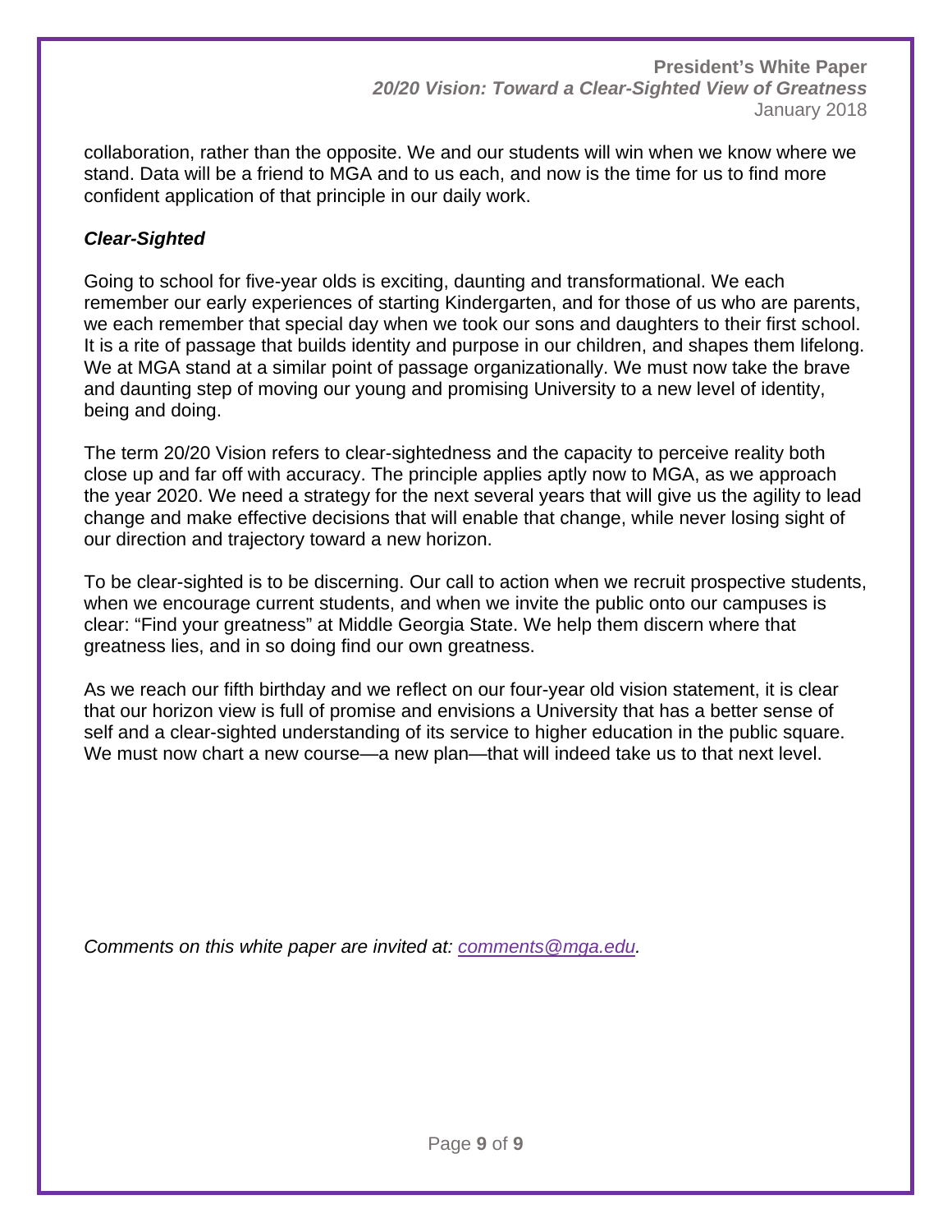collaboration, rather than the opposite. We and our students will win when we know where we stand. Data will be a friend to MGA and to us each, and now is the time for us to find more confident application of that principle in our daily work.

***Clear-Sighted***

Going to school for five-year olds is exciting, daunting and transformational. We each remember our early experiences of starting Kindergarten, and for those of us who are parents, we each remember that special day when we took our sons and daughters to their first school. It is a rite of passage that builds identity and purpose in our children, and shapes them lifelong. We at MGA stand at a similar point of passage organizationally. We must now take the brave and daunting step of moving our young and promising University to a new level of identity, being and doing.

The term 20/20 Vision refers to clear-sightedness and the capacity to perceive reality both close up and far off with accuracy. The principle applies aptly now to MGA, as we approach the year 2020. We need a strategy for the next several years that will give us the agility to lead change and make effective decisions that will enable that change, while never losing sight of our direction and trajectory toward a new horizon.

To be clear-sighted is to be discerning. Our call to action when we recruit prospective students, when we encourage current students, and when we invite the public onto our campuses is clear: "Find your greatness" at Middle Georgia State. We help them discern where that greatness lies, and in so doing find our own greatness.

As we reach our fifth birthday and we reflect on our four-year old vision statement, it is clear that our horizon view is full of promise and envisions a University that has a better sense of self and a clear-sighted understanding of its service to higher education in the public square. We must now chart a new course—a new plan—that will indeed take us to that next level.

*Comments on this white paper are invited at: comments@mga.edu.*